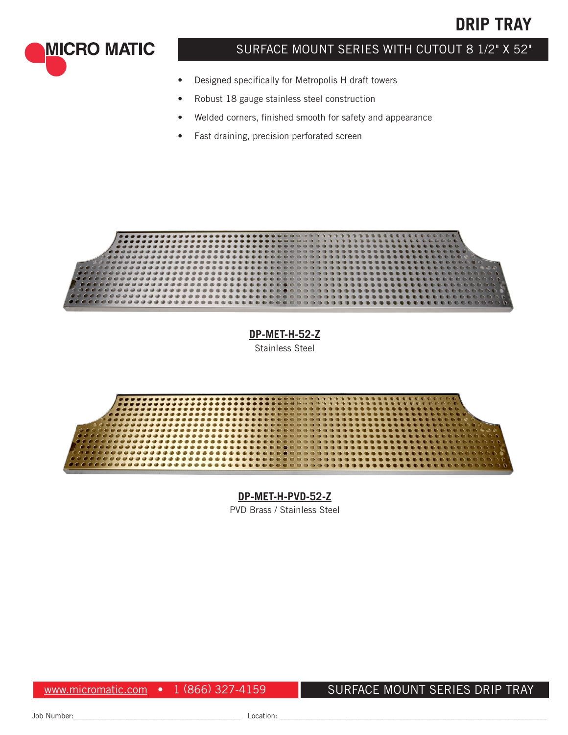# DRIP TRAY

## SURFACE MOUNT SERIES WITH CUTOUT 8 1/2" X 52"

- Designed specifically for Metropolis H draft towers
- Robust 18 gauge stainless steel construction
- Welded corners, finished smooth for safety and appearance
- Fast draining, precision perforated screen

**DP-MET-H-52-Z**
Stainless Steel

**DP-MET-H-PVD-52-Z**
PVD Brass / Stainless Steel

www.micromatic.com • 1 (866) 327-4159

SURFACE MOUNT SERIES DRIP TRAY

Job Number:________________________ Location: ________________________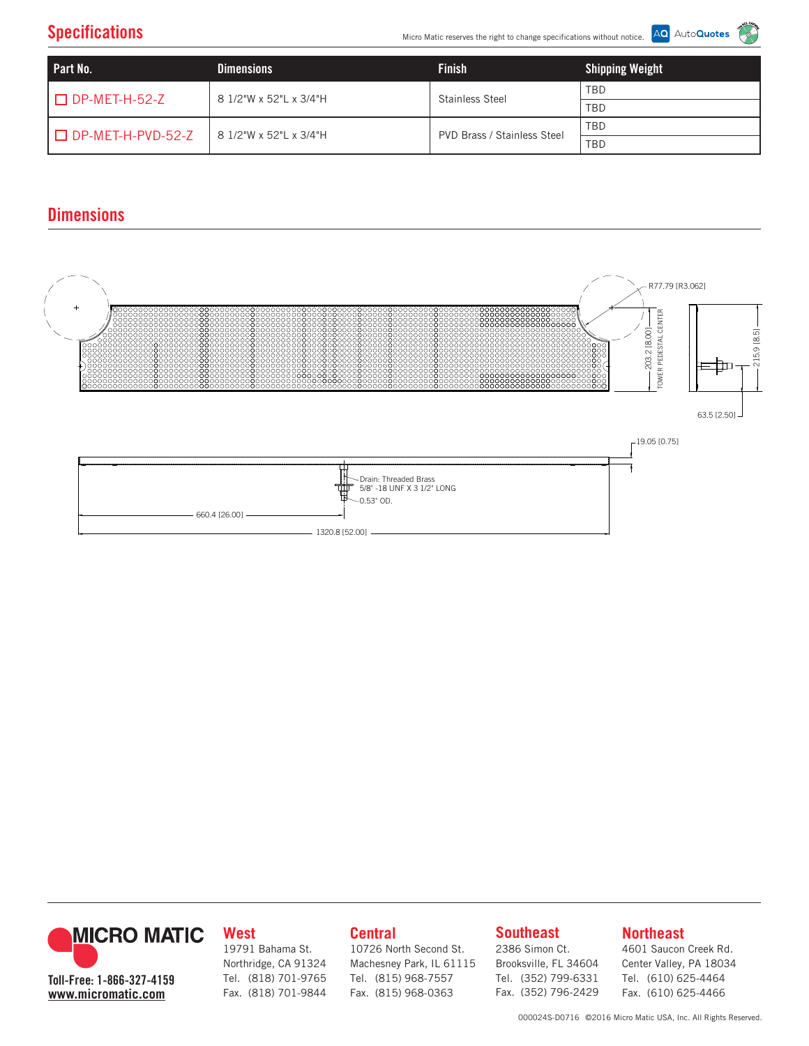## Specifications

Micro Matic reserves the right to change specifications without notice.

| Part No. | Dimensions | Finish | Shipping Weight |
|---|---|---|---|
| ☐ DP-MET-H-52-Z | 8 1/2"W x 52"L x 3/4"H | Stainless Steel | TBD |
| | | | TBD |
| ☐ DP-MET-H-PVD-52-Z | 8 1/2"W x 52"L x 3/4"H | PVD Brass / Stainless Steel | TBD |
| | | | TBD |

## Dimensions

R77.79 [R3.062]

203.2 [8.00]

TOWER PEDESTAL CENTER

215.9 [8.5]

63.5 [2.50]

19.05 [0.75]

Drain: Threaded Brass
5/8" -18 UNF X 3 1/2" LONG

0.53" OD.

660.4 [26.00]

1320.8 [52.00]

**MICRO MATIC**

**Toll-Free: 1-866-327-4159**
**www.micromatic.com**

**West**
19791 Bahama St.
Northridge, CA 91324
Tel. (818) 701-9765
Fax. (818) 701-9844

**Central**
10726 North Second St.
Machesney Park, IL 61115
Tel. (815) 968-7557
Fax. (815) 968-0363

**Southeast**
2386 Simon Ct.
Brooksville, FL 34604
Tel. (352) 799-6331
Fax. (352) 796-2429

**Northeast**
4601 Saucon Creek Rd.
Center Valley, PA 18034
Tel. (610) 625-4464
Fax. (610) 625-4466

000024S-D0716 ©2016 Micro Matic USA, Inc. All Rights Reserved.